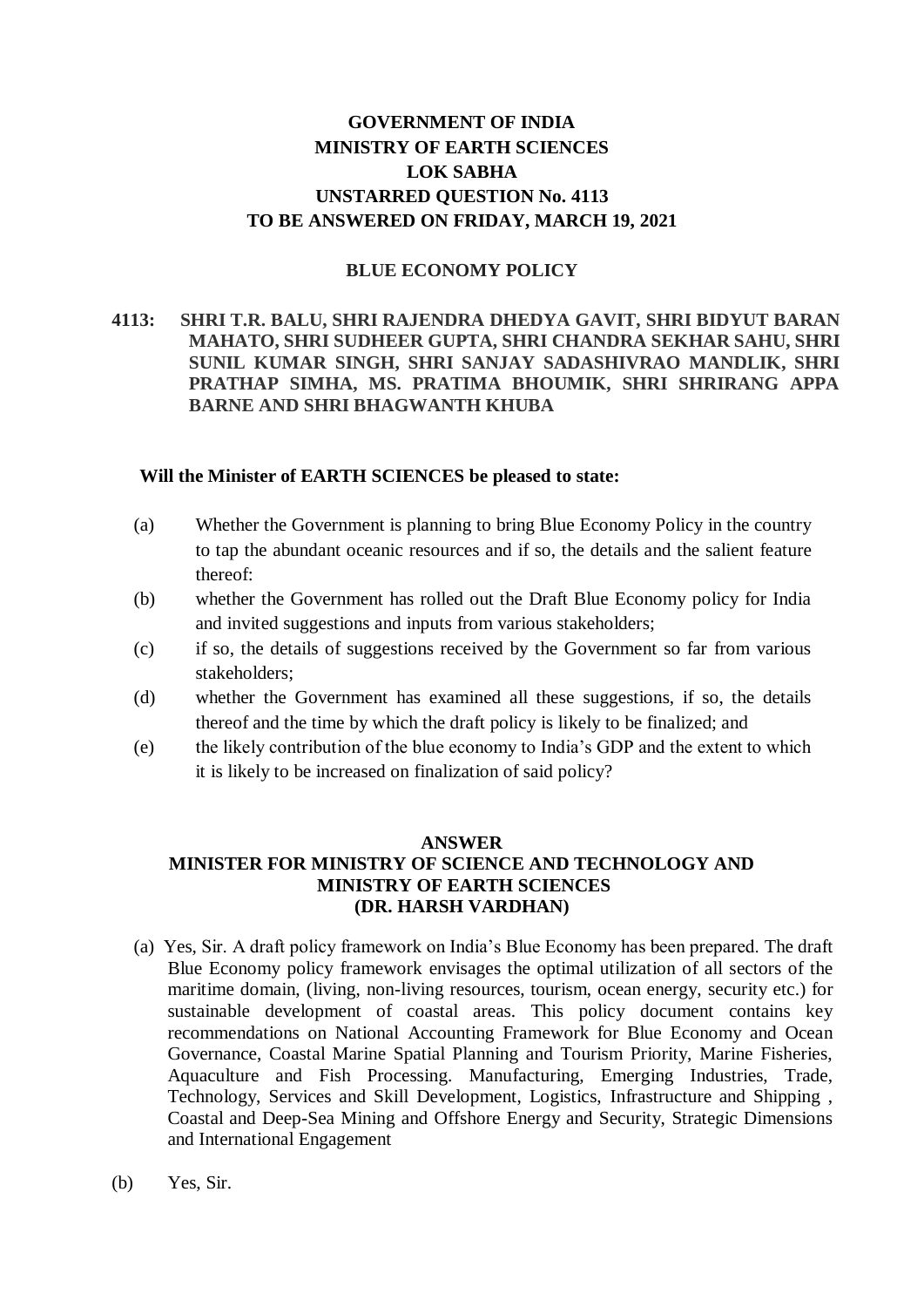**GOVERNMENT OF INDIA**
**MINISTRY OF EARTH SCIENCES**
**LOK SABHA**
**UNSTARRED QUESTION No. 4113**
**TO BE ANSWERED ON FRIDAY, MARCH 19, 2021**

**BLUE ECONOMY POLICY**

**4113: SHRI T.R. BALU, SHRI RAJENDRA DHEDYA GAVIT, SHRI BIDYUT BARAN MAHATO, SHRI SUDHEER GUPTA, SHRI CHANDRA SEKHAR SAHU, SHRI SUNIL KUMAR SINGH, SHRI SANJAY SADASHIVRAO MANDLIK, SHRI PRATHAP SIMHA, MS. PRATIMA BHOUMIK, SHRI SHRIRANG APPA BARNE AND SHRI BHAGWANTH KHUBA**

**Will the Minister of EARTH SCIENCES be pleased to state:**

(a) Whether the Government is planning to bring Blue Economy Policy in the country to tap the abundant oceanic resources and if so, the details and the salient feature thereof:

(b) whether the Government has rolled out the Draft Blue Economy policy for India and invited suggestions and inputs from various stakeholders;

(c) if so, the details of suggestions received by the Government so far from various stakeholders;

(d) whether the Government has examined all these suggestions, if so, the details thereof and the time by which the draft policy is likely to be finalized; and

(e) the likely contribution of the blue economy to India's GDP and the extent to which it is likely to be increased on finalization of said policy?

**ANSWER**
**MINISTER FOR MINISTRY OF SCIENCE AND TECHNOLOGY AND MINISTRY OF EARTH SCIENCES**
**(DR. HARSH VARDHAN)**

(a) Yes, Sir. A draft policy framework on India's Blue Economy has been prepared. The draft Blue Economy policy framework envisages the optimal utilization of all sectors of the maritime domain, (living, non-living resources, tourism, ocean energy, security etc.) for sustainable development of coastal areas. This policy document contains key recommendations on National Accounting Framework for Blue Economy and Ocean Governance, Coastal Marine Spatial Planning and Tourism Priority, Marine Fisheries, Aquaculture and Fish Processing. Manufacturing, Emerging Industries, Trade, Technology, Services and Skill Development, Logistics, Infrastructure and Shipping , Coastal and Deep-Sea Mining and Offshore Energy and Security, Strategic Dimensions and International Engagement

(b) Yes, Sir.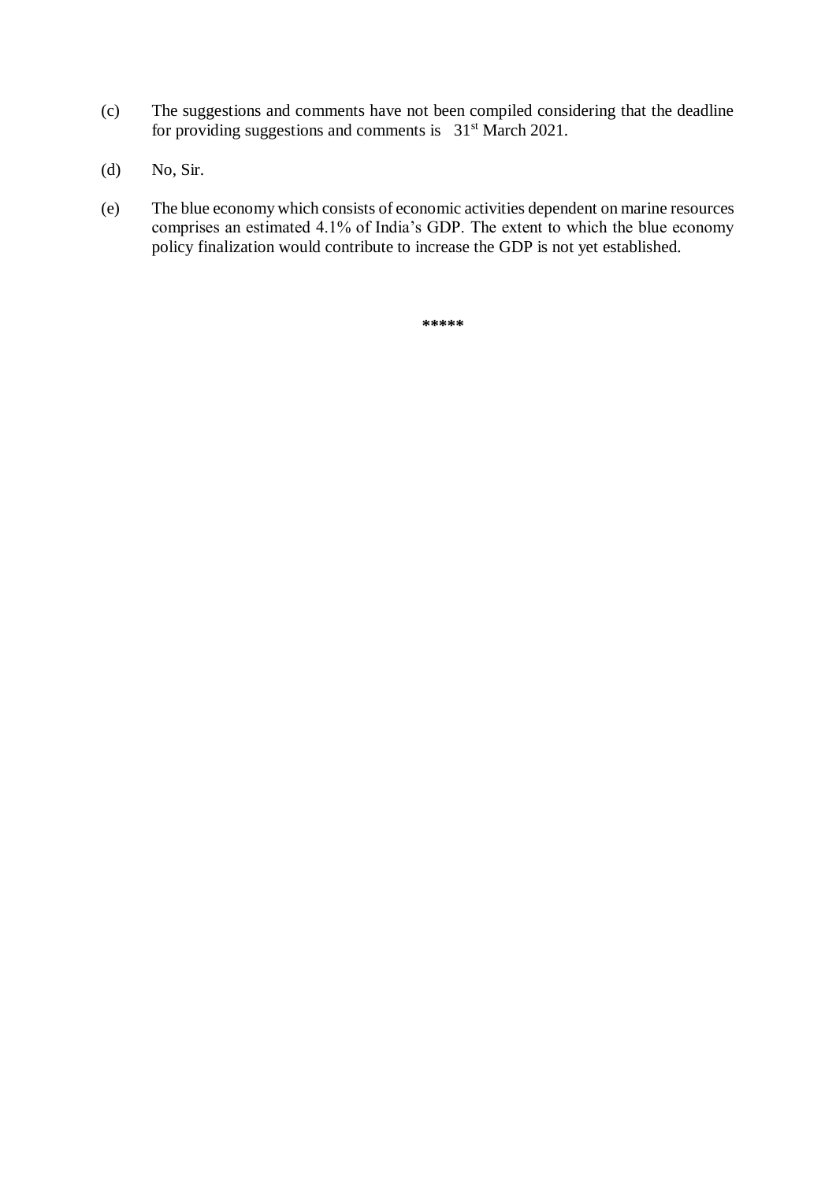(c) The suggestions and comments have not been compiled considering that the deadline for providing suggestions and comments is 31st March 2021.

(d) No, Sir.

(e) The blue economy which consists of economic activities dependent on marine resources comprises an estimated 4.1% of India's GDP. The extent to which the blue economy policy finalization would contribute to increase the GDP is not yet established.

*****